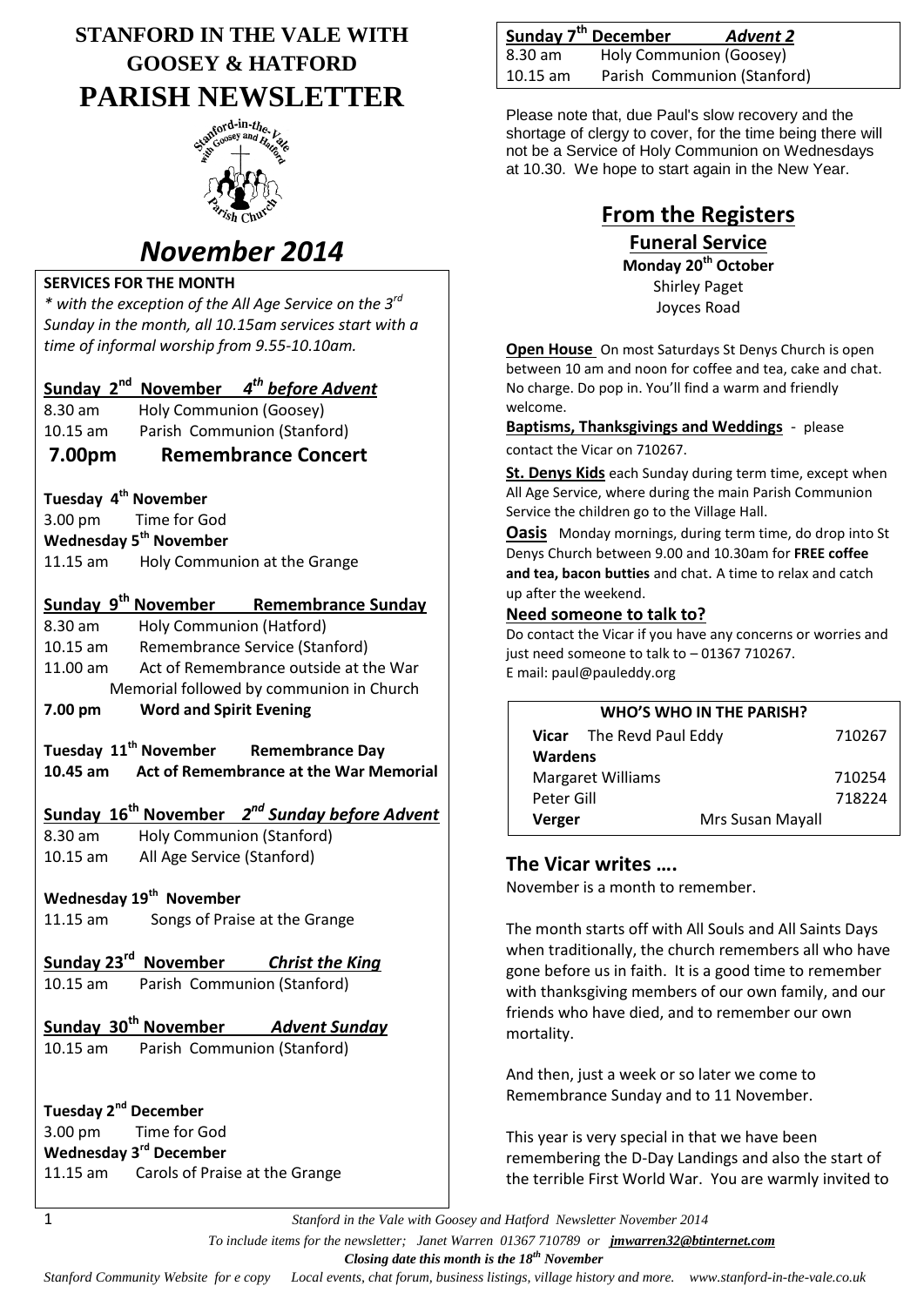# STANFORD IN THE VALE WITH GOOSEY & HATFORD
# PARISH NEWSLETTER

## *November 2014*

**SERVICES FOR THE MONTH**

*\* with the exception of the All Age Service on the 3rd Sunday in the month, all 10.15am services start with a time of informal worship from 9.55-10.10am.*

**Sunday 2nd November** ***4th before Advent***

8.30 am Holy Communion (Goosey)
10.15 am Parish Communion (Stanford)

**7.00pm Remembrance Concert**

**Tuesday 4th November**
3.00 pm Time for God

**Wednesday 5th November**
11.15 am Holy Communion at the Grange

**Sunday 9th November Remembrance Sunday**

8.30 am Holy Communion (Hatford)
10.15 am Remembrance Service (Stanford)
11.00 am Act of Remembrance outside at the War Memorial followed by communion in Church

**7.00 pm Word and Spirit Evening**

**Tuesday 11th November Remembrance Day**
**10.45 am Act of Remembrance at the War Memorial**

**Sunday 16th November** ***2nd Sunday before Advent***

8.30 am Holy Communion (Stanford)
10.15 am All Age Service (Stanford)

**Wednesday 19th November**
11.15 am Songs of Praise at the Grange

**Sunday 23rd November** ***Christ the King***
10.15 am Parish Communion (Stanford)

**Sunday 30th November** ***Advent Sunday***
10.15 am Parish Communion (Stanford)

**Tuesday 2nd December**
3.00 pm Time for God

**Wednesday 3rd December**
11.15 am Carols of Praise at the Grange

**Sunday 7th December** ***Advent 2***

8.30 am Holy Communion (Goosey)
10.15 am Parish Communion (Stanford)

Please note that, due Paul's slow recovery and the shortage of clergy to cover, for the time being there will not be a Service of Holy Communion on Wednesdays at 10.30. We hope to start again in the New Year.

## From the Registers

### Funeral Service

**Monday 20th October**
Shirley Paget
Joyces Road

**Open House** On most Saturdays St Denys Church is open between 10 am and noon for coffee and tea, cake and chat. No charge. Do pop in. You'll find a warm and friendly welcome.

**Baptisms, Thanksgivings and Weddings** - please contact the Vicar on 710267.

**St. Denys Kids** each Sunday during term time, except when All Age Service, where during the main Parish Communion Service the children go to the Village Hall.

**Oasis** Monday mornings, during term time, do drop into St Denys Church between 9.00 and 10.30am for **FREE coffee and tea, bacon butties** and chat. A time to relax and catch up after the weekend.

**Need someone to talk to?**

Do contact the Vicar if you have any concerns or worries and just need someone to talk to – 01367 710267.
E mail: paul@pauleddy.org

| WHO'S WHO IN THE PARISH? | |
|---|---|
| **Vicar** The Revd Paul Eddy | 710267 |
| **Wardens** | |
| Margaret Williams | 710254 |
| Peter Gill | 718224 |
| **Verger** Mrs Susan Mayall | |

## The Vicar writes ….

November is a month to remember.

The month starts off with All Souls and All Saints Days when traditionally, the church remembers all who have gone before us in faith. It is a good time to remember with thanksgiving members of our own family, and our friends who have died, and to remember our own mortality.

And then, just a week or so later we come to Remembrance Sunday and to 11 November.

This year is very special in that we have been remembering the D-Day Landings and also the start of the terrible First World War. You are warmly invited to

*To include items for the newsletter; Janet Warren 01367 710789 or jmwarren32@btinternet.com*

***Closing date this month is the 18th November***

*Stanford Community Website for e copy Local events, chat forum, business listings, village history and more. www.stanford-in-the-vale.co.uk*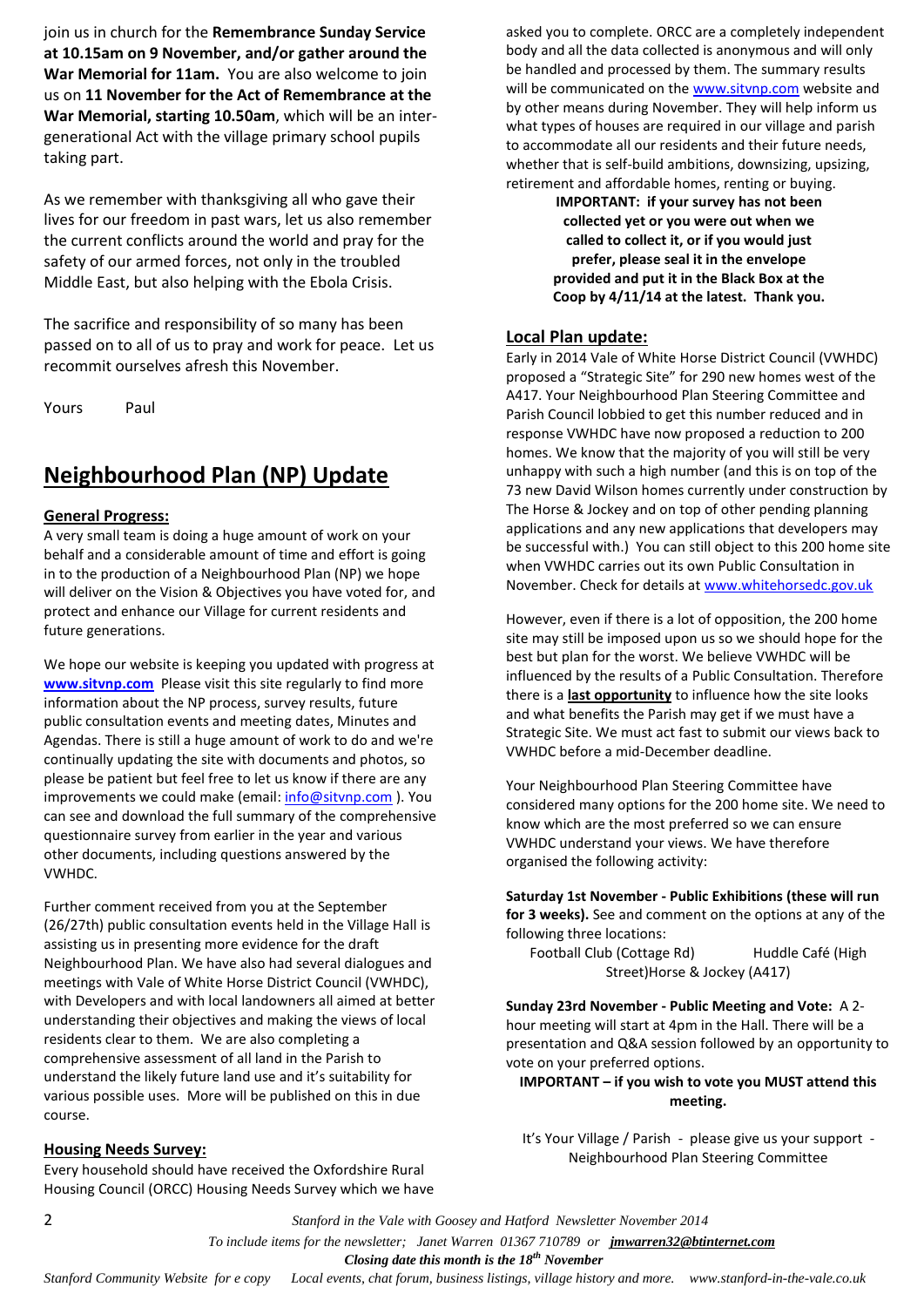join us in church for the **Remembrance Sunday Service at 10.15am on 9 November, and/or gather around the War Memorial for 11am.** You are also welcome to join us on **11 November for the Act of Remembrance at the War Memorial, starting 10.50am**, which will be an inter-generational Act with the village primary school pupils taking part.

As we remember with thanksgiving all who gave their lives for our freedom in past wars, let us also remember the current conflicts around the world and pray for the safety of our armed forces, not only in the troubled Middle East, but also helping with the Ebola Crisis.

The sacrifice and responsibility of so many has been passed on to all of us to pray and work for peace. Let us recommit ourselves afresh this November.

Yours Paul

## Neighbourhood Plan (NP) Update

### General Progress:

A very small team is doing a huge amount of work on your behalf and a considerable amount of time and effort is going in to the production of a Neighbourhood Plan (NP) we hope will deliver on the Vision & Objectives you have voted for, and protect and enhance our Village for current residents and future generations.

We hope our website is keeping you updated with progress at **www.sitvnp.com** Please visit this site regularly to find more information about the NP process, survey results, future public consultation events and meeting dates, Minutes and Agendas. There is still a huge amount of work to do and we're continually updating the site with documents and photos, so please be patient but feel free to let us know if there are any improvements we could make (email: info@sitvnp.com ). You can see and download the full summary of the comprehensive questionnaire survey from earlier in the year and various other documents, including questions answered by the VWHDC.

Further comment received from you at the September (26/27th) public consultation events held in the Village Hall is assisting us in presenting more evidence for the draft Neighbourhood Plan. We have also had several dialogues and meetings with Vale of White Horse District Council (VWHDC), with Developers and with local landowners all aimed at better understanding their objectives and making the views of local residents clear to them. We are also completing a comprehensive assessment of all land in the Parish to understand the likely future land use and it's suitability for various possible uses. More will be published on this in due course.

### Housing Needs Survey:

Every household should have received the Oxfordshire Rural Housing Council (ORCC) Housing Needs Survey which we have asked you to complete. ORCC are a completely independent body and all the data collected is anonymous and will only be handled and processed by them. The summary results will be communicated on the www.sitvnp.com website and by other means during November. They will help inform us what types of houses are required in our village and parish to accommodate all our residents and their future needs, whether that is self-build ambitions, downsizing, upsizing, retirement and affordable homes, renting or buying.

**IMPORTANT: if your survey has not been collected yet or you were out when we called to collect it, or if you would just prefer, please seal it in the envelope provided and put it in the Black Box at the Coop by 4/11/14 at the latest. Thank you.**

### Local Plan update:

Early in 2014 Vale of White Horse District Council (VWHDC) proposed a "Strategic Site" for 290 new homes west of the A417. Your Neighbourhood Plan Steering Committee and Parish Council lobbied to get this number reduced and in response VWHDC have now proposed a reduction to 200 homes. We know that the majority of you will still be very unhappy with such a high number (and this is on top of the 73 new David Wilson homes currently under construction by The Horse & Jockey and on top of other pending planning applications and any new applications that developers may be successful with.) You can still object to this 200 home site when VWHDC carries out its own Public Consultation in November. Check for details at www.whitehorsedc.gov.uk

However, even if there is a lot of opposition, the 200 home site may still be imposed upon us so we should hope for the best but plan for the worst. We believe VWHDC will be influenced by the results of a Public Consultation. Therefore there is a **last opportunity** to influence how the site looks and what benefits the Parish may get if we must have a Strategic Site. We must act fast to submit our views back to VWHDC before a mid-December deadline.

Your Neighbourhood Plan Steering Committee have considered many options for the 200 home site. We need to know which are the most preferred so we can ensure VWHDC understand your views. We have therefore organised the following activity:

**Saturday 1st November - Public Exhibitions (these will run for 3 weeks).** See and comment on the options at any of the following three locations:

Football Club (Cottage Rd) Huddle Café (High Street) Horse & Jockey (A417)

**Sunday 23rd November - Public Meeting and Vote:** A 2-hour meeting will start at 4pm in the Hall. There will be a presentation and Q&A session followed by an opportunity to vote on your preferred options.

**IMPORTANT – if you wish to vote you MUST attend this meeting.**

It's Your Village / Parish - please give us your support - Neighbourhood Plan Steering Committee

*To include items for the newsletter; Janet Warren 01367 710789 or* ***jmwarren32@btinternet.com***

***Closing date this month is the 18th November***

*Stanford Community Website for e copy Local events, chat forum, business listings, village history and more. www.stanford-in-the-vale.co.uk*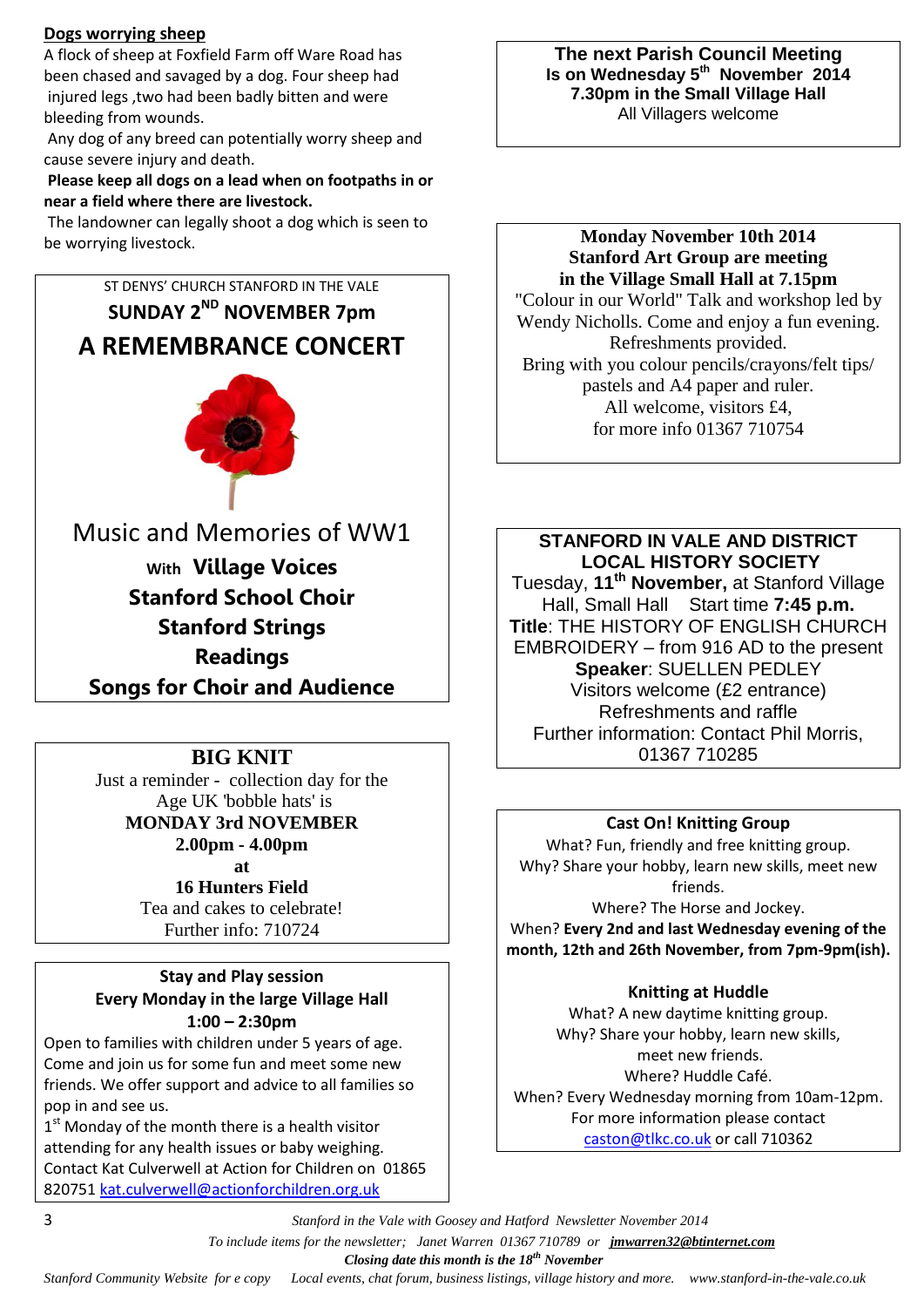## Dogs worrying sheep

A flock of sheep at Foxfield Farm off Ware Road has been chased and savaged by a dog. Four sheep had injured legs ,two had been badly bitten and were bleeding from wounds.

Any dog of any breed can potentially worry sheep and cause severe injury and death.

**Please keep all dogs on a lead when on footpaths in or near a field where there are livestock.**

The landowner can legally shoot a dog which is seen to be worrying livestock.

---

ST DENYS' CHURCH STANFORD IN THE VALE

**SUNDAY 2ND NOVEMBER 7pm**

# A REMEMBRANCE CONCERT

Music and Memories of WW1

**With Village Voices**
**Stanford School Choir**
**Stanford Strings**
**Readings**
**Songs for Choir and Audience**

---

## BIG KNIT

Just a reminder - collection day for the Age UK 'bobble hats' is
**MONDAY 3rd NOVEMBER**
**2.00pm - 4.00pm**
**at**
**16 Hunters Field**
Tea and cakes to celebrate!
Further info: 710724

---

**Stay and Play session**
**Every Monday in the large Village Hall**
**1:00 – 2:30pm**

Open to families with children under 5 years of age. Come and join us for some fun and meet some new friends. We offer support and advice to all families so pop in and see us.

1st Monday of the month there is a health visitor attending for any health issues or baby weighing.

Contact Kat Culverwell at Action for Children on 01865 820751 kat.culverwell@actionforchildren.org.uk

---

**The next Parish Council Meeting**
**Is on Wednesday 5th November 2014**
**7.30pm in the Small Village Hall**
All Villagers welcome

---

**Monday November 10th 2014**
**Stanford Art Group are meeting**
**in the Village Small Hall at 7.15pm**

"Colour in our World" Talk and workshop led by Wendy Nicholls. Come and enjoy a fun evening. Refreshments provided.
Bring with you colour pencils/crayons/felt tips/ pastels and A4 paper and ruler.
All welcome, visitors £4,
for more info 01367 710754

---

**STANFORD IN VALE AND DISTRICT LOCAL HISTORY SOCIETY**

Tuesday, **11th November,** at Stanford Village Hall, Small Hall Start time **7:45 p.m.**
**Title**: THE HISTORY OF ENGLISH CHURCH EMBROIDERY – from 916 AD to the present
**Speaker**: SUELLEN PEDLEY
Visitors welcome (£2 entrance)
Refreshments and raffle
Further information: Contact Phil Morris, 01367 710285

---

**Cast On! Knitting Group**

What? Fun, friendly and free knitting group.
Why? Share your hobby, learn new skills, meet new friends.
Where? The Horse and Jockey.
When? **Every 2nd and last Wednesday evening of the month, 12th and 26th November, from 7pm-9pm(ish).**

**Knitting at Huddle**

What? A new daytime knitting group.
Why? Share your hobby, learn new skills, meet new friends.
Where? Huddle Café.
When? Every Wednesday morning from 10am-12pm.
For more information please contact caston@tlkc.co.uk or call 710362

---

*To include items for the newsletter; Janet Warren 01367 710789 or **jmwarren32@btinternet.com***

***Closing date this month is the 18th November***

*Stanford Community Website for e copy Local events, chat forum, business listings, village history and more. www.stanford-in-the-vale.co.uk*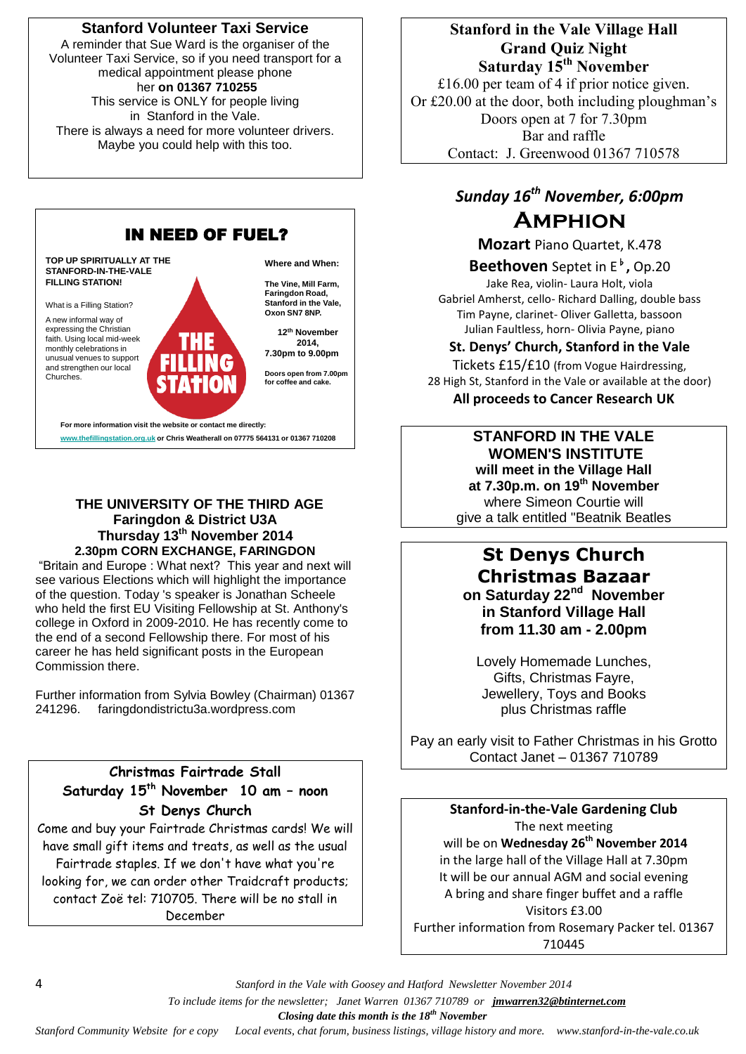## Stanford Volunteer Taxi Service

A reminder that Sue Ward is the organiser of the Volunteer Taxi Service, so if you need transport for a medical appointment please phone her **on 01367 710255**

This service is ONLY for people living in Stanford in the Vale.

There is always a need for more volunteer drivers. Maybe you could help with this too.

## IN NEED OF FUEL?

**TOP UP SPIRITUALLY AT THE STANFORD-IN-THE-VALE FILLING STATION!**

What is a Filling Station?

A new informal way of expressing the Christian faith. Using local mid-week monthly celebrations in unusual venues to support and strengthen our local Churches.

**THE FILLING STATION**

**Where and When:**

**The Vine, Mill Farm, Faringdon Road, Stanford in the Vale, Oxon SN7 8NP.**

**12th November 2014, 7.30pm to 9.00pm**

**Doors open from 7.00pm for coffee and cake.**

**For more information visit the website or contact me directly: www.thefillingstation.org.uk or Chris Weatherall on 07775 564131 or 01367 710208**

## THE UNIVERSITY OF THE THIRD AGE
### Faringdon & District U3A
### Thursday 13th November 2014
### 2.30pm CORN EXCHANGE, FARINGDON

"Britain and Europe : What next? This year and next will see various Elections which will highlight the importance of the question. Today 's speaker is Jonathan Scheele who held the first EU Visiting Fellowship at St. Anthony's college in Oxford in 2009-2010. He has recently come to the end of a second Fellowship there. For most of his career he has held significant posts in the European Commission there.

Further information from Sylvia Bowley (Chairman) 01367 241296. faringdondistrictu3a.wordpress.com

## Christmas Fairtrade Stall
### Saturday 15th November 10 am – noon
### St Denys Church

Come and buy your Fairtrade Christmas cards! We will have small gift items and treats, as well as the usual Fairtrade staples. If we don't have what you're looking for, we can order other Traidcraft products; contact Zoë tel: 710705. There will be no stall in December

## Stanford in the Vale Village Hall
### Grand Quiz Night
### Saturday 15th November

£16.00 per team of 4 if prior notice given.
Or £20.00 at the door, both including ploughman's
Doors open at 7 for 7.30pm
Bar and raffle
Contact: J. Greenwood 01367 710578

## *Sunday 16th November, 6:00pm*
## AMPHION

**Mozart** Piano Quartet, K.478

**Beethoven** Septet in E♭, Op.20

Jake Rea, violin- Laura Holt, viola
Gabriel Amherst, cello- Richard Dalling, double bass
Tim Payne, clarinet- Oliver Galletta, bassoon
Julian Faultless, horn- Olivia Payne, piano

**St. Denys' Church, Stanford in the Vale**

Tickets £15/£10 (from Vogue Hairdressing, 28 High St, Stanford in the Vale or available at the door)

**All proceeds to Cancer Research UK**

## STANFORD IN THE VALE WOMEN'S INSTITUTE

**will meet in the Village Hall at 7.30p.m. on 19th November**
where Simeon Courtie will give a talk entitled "Beatnik Beatles

## St Denys Church Christmas Bazaar
### on Saturday 22nd November in Stanford Village Hall from 11.30 am - 2.00pm

Lovely Homemade Lunches,
Gifts, Christmas Fayre,
Jewellery, Toys and Books
plus Christmas raffle

Pay an early visit to Father Christmas in his Grotto
Contact Janet – 01367 710789

## Stanford-in-the-Vale Gardening Club

The next meeting
will be on **Wednesday 26th November 2014**
in the large hall of the Village Hall at 7.30pm
It will be our annual AGM and social evening
A bring and share finger buffet and a raffle
Visitors £3.00
Further information from Rosemary Packer tel. 01367 710445

*To include items for the newsletter; Janet Warren 01367 710789 or* ***jmwarren32@btinternet.com***

***Closing date this month is the 18th November***

*Stanford Community Website for e copy Local events, chat forum, business listings, village history and more. www.stanford-in-the-vale.co.uk*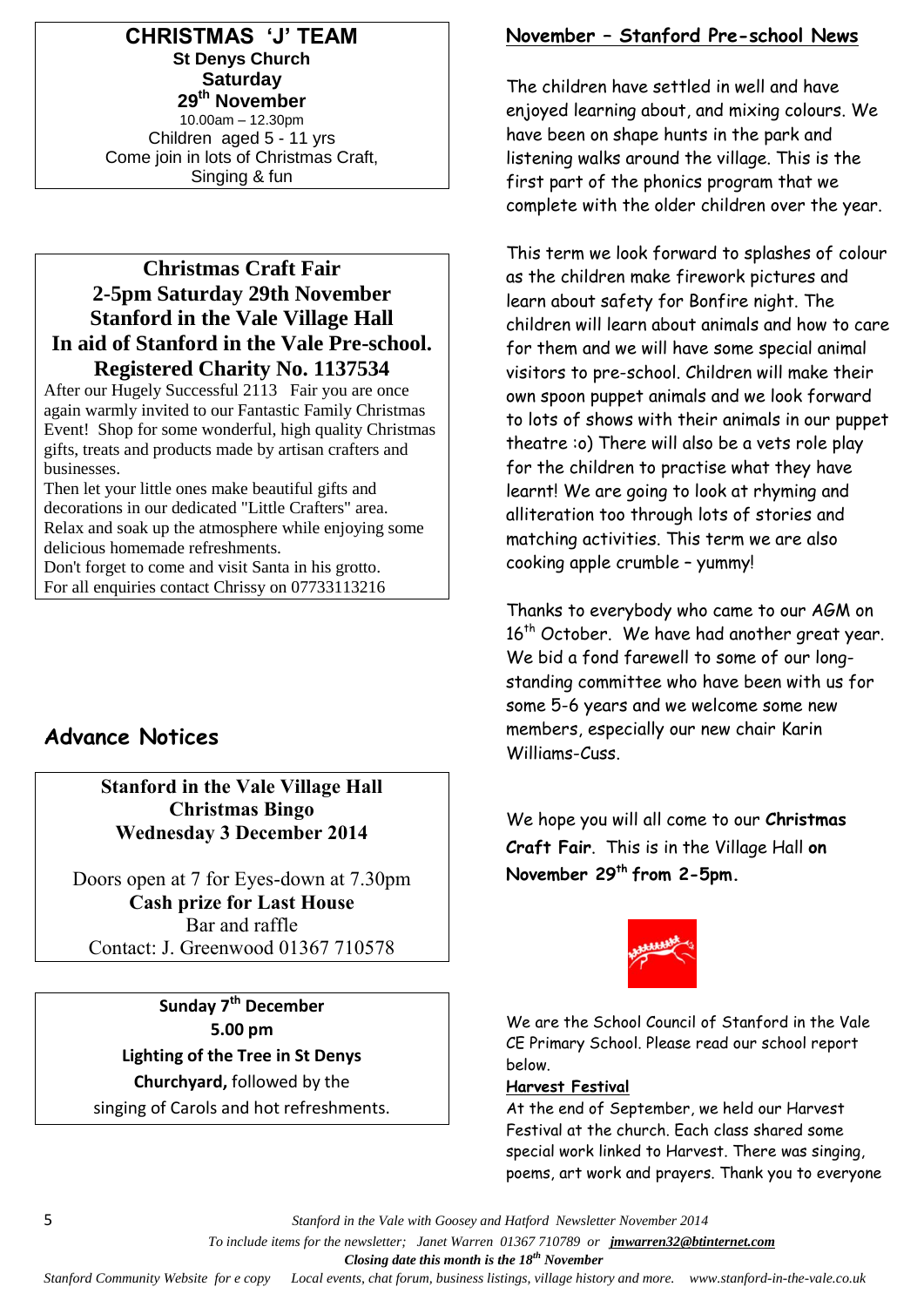**CHRISTMAS 'J' TEAM**
**St Denys Church**
**Saturday**
**29th November**
10.00am – 12.30pm
Children aged 5 - 11 yrs
Come join in lots of Christmas Craft, Singing & fun

## Christmas Craft Fair
**2-5pm Saturday 29th November**
**Stanford in the Vale Village Hall**
**In aid of Stanford in the Vale Pre-school.**
**Registered Charity No. 1137534**

After our Hugely Successful 2113 Fair you are once again warmly invited to our Fantastic Family Christmas Event! Shop for some wonderful, high quality Christmas gifts, treats and products made by artisan crafters and businesses.
Then let your little ones make beautiful gifts and decorations in our dedicated "Little Crafters" area.
Relax and soak up the atmosphere while enjoying some delicious homemade refreshments.
Don't forget to come and visit Santa in his grotto.
For all enquiries contact Chrissy on 07733113216

## Advance Notices

**Stanford in the Vale Village Hall**
**Christmas Bingo**
**Wednesday 3 December 2014**

Doors open at 7 for Eyes-down at 7.30pm
**Cash prize for Last House**
Bar and raffle
Contact: J. Greenwood 01367 710578

**Sunday 7th December**
**5.00 pm**
**Lighting of the Tree in St Denys Churchyard,** followed by the singing of Carols and hot refreshments.

## November – Stanford Pre-school News

The children have settled in well and have enjoyed learning about, and mixing colours. We have been on shape hunts in the park and listening walks around the village. This is the first part of the phonics program that we complete with the older children over the year.

This term we look forward to splashes of colour as the children make firework pictures and learn about safety for Bonfire night. The children will learn about animals and how to care for them and we will have some special animal visitors to pre-school. Children will make their own spoon puppet animals and we look forward to lots of shows with their animals in our puppet theatre :o) There will also be a vets role play for the children to practise what they have learnt! We are going to look at rhyming and alliteration too through lots of stories and matching activities. This term we are also cooking apple crumble – yummy!

Thanks to everybody who came to our AGM on 16th October. We have had another great year. We bid a fond farewell to some of our long-standing committee who have been with us for some 5-6 years and we welcome some new members, especially our new chair Karin Williams-Cuss.

We hope you will all come to our **Christmas Craft Fair**. This is in the Village Hall **on November 29th from 2-5pm.**

We are the School Council of Stanford in the Vale CE Primary School. Please read our school report below.

### Harvest Festival

At the end of September, we held our Harvest Festival at the church. Each class shared some special work linked to Harvest. There was singing, poems, art work and prayers. Thank you to everyone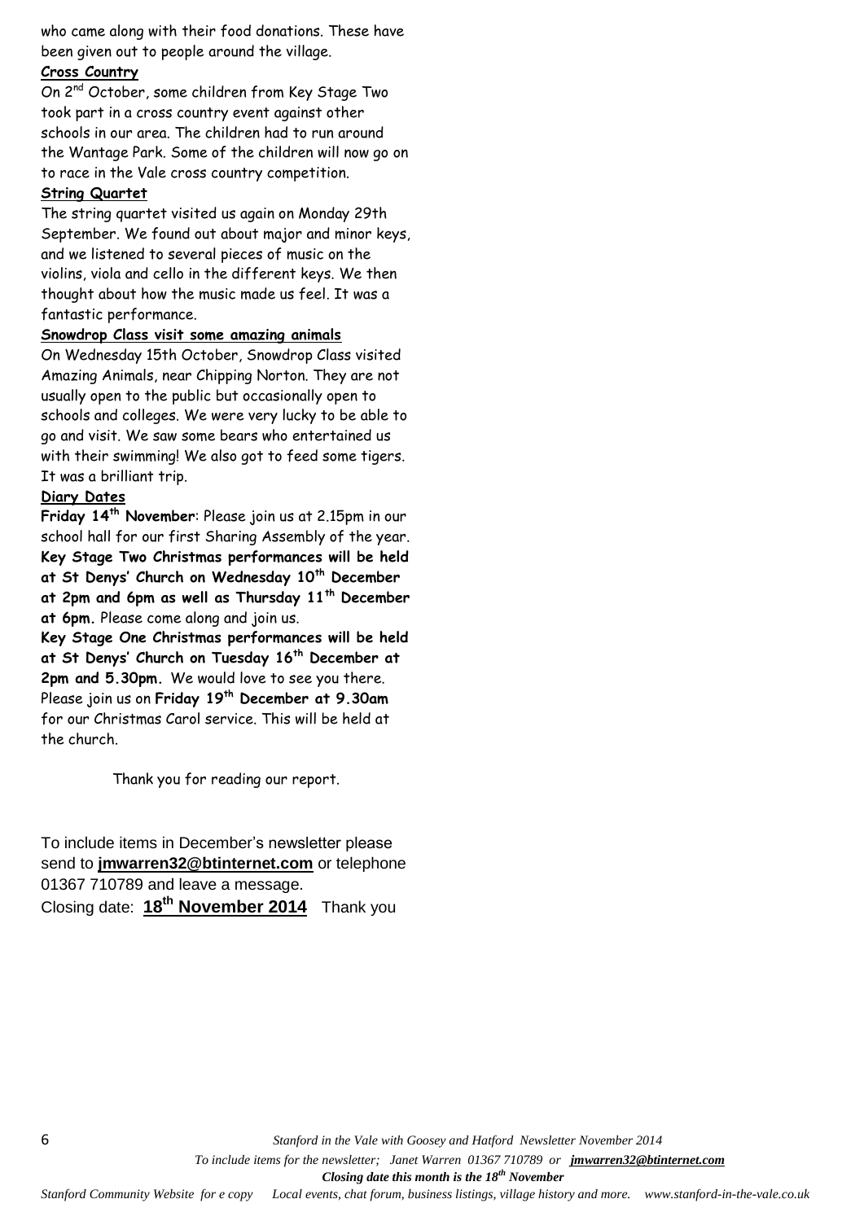who came along with their food donations. These have been given out to people around the village.

**Cross Country**

On 2nd October, some children from Key Stage Two took part in a cross country event against other schools in our area. The children had to run around the Wantage Park. Some of the children will now go on to race in the Vale cross country competition.

**String Quartet**

The string quartet visited us again on Monday 29th September. We found out about major and minor keys, and we listened to several pieces of music on the violins, viola and cello in the different keys. We then thought about how the music made us feel. It was a fantastic performance.

**Snowdrop Class visit some amazing animals**

On Wednesday 15th October, Snowdrop Class visited Amazing Animals, near Chipping Norton. They are not usually open to the public but occasionally open to schools and colleges. We were very lucky to be able to go and visit. We saw some bears who entertained us with their swimming! We also got to feed some tigers. It was a brilliant trip.

**Diary Dates**

**Friday 14th November**: Please join us at 2.15pm in our school hall for our first Sharing Assembly of the year.

**Key Stage Two Christmas performances will be held at St Denys' Church on Wednesday 10th December at 2pm and 6pm as well as Thursday 11th December at 6pm.** Please come along and join us.

**Key Stage One Christmas performances will be held at St Denys' Church on Tuesday 16th December at 2pm and 5.30pm.** We would love to see you there.

Please join us on **Friday 19th December at 9.30am** for our Christmas Carol service. This will be held at the church.

Thank you for reading our report.

To include items in December's newsletter please send to **jmwarren32@btinternet.com** or telephone 01367 710789 and leave a message.

Closing date: **18th November 2014** Thank you